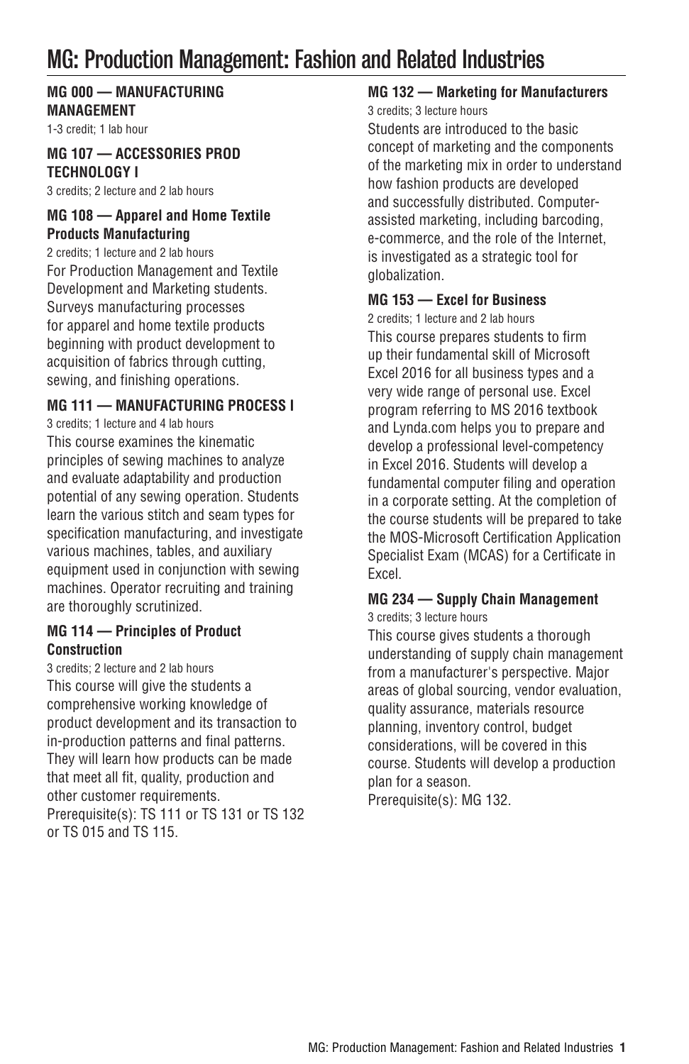# MG: Production Management: Fashion and Related Industries

**MG 000 — MANUFACTURING MANAGEMENT**

1-3 credit; 1 lab hour

**MG 107 — ACCESSORIES PROD TECHNOLOGY I**

3 credits; 2 lecture and 2 lab hours

**MG 108 — Apparel and Home Textile Products Manufacturing**

2 credits; 1 lecture and 2 lab hours

For Production Management and Textile Development and Marketing students. Surveys manufacturing processes for apparel and home textile products beginning with product development to acquisition of fabrics through cutting, sewing, and finishing operations.

**MG 111 — MANUFACTURING PROCESS I**

3 credits; 1 lecture and 4 lab hours

This course examines the kinematic principles of sewing machines to analyze and evaluate adaptability and production potential of any sewing operation. Students learn the various stitch and seam types for specification manufacturing, and investigate various machines, tables, and auxiliary equipment used in conjunction with sewing machines. Operator recruiting and training are thoroughly scrutinized.

**MG 114 — Principles of Product Construction**

3 credits; 2 lecture and 2 lab hours

This course will give the students a comprehensive working knowledge of product development and its transaction to in-production patterns and final patterns. They will learn how products can be made that meet all fit, quality, production and other customer requirements.

Prerequisite(s): TS 111 or TS 131 or TS 132 or TS 015 and TS 115.

**MG 132 — Marketing for Manufacturers**

3 credits; 3 lecture hours

Students are introduced to the basic concept of marketing and the components of the marketing mix in order to understand how fashion products are developed and successfully distributed. Computer-assisted marketing, including barcoding, e-commerce, and the role of the Internet, is investigated as a strategic tool for globalization.

**MG 153 — Excel for Business**

2 credits; 1 lecture and 2 lab hours

This course prepares students to firm up their fundamental skill of Microsoft Excel 2016 for all business types and a very wide range of personal use. Excel program referring to MS 2016 textbook and Lynda.com helps you to prepare and develop a professional level-competency in Excel 2016. Students will develop a fundamental computer filing and operation in a corporate setting. At the completion of the course students will be prepared to take the MOS-Microsoft Certification Application Specialist Exam (MCAS) for a Certificate in Excel.

**MG 234 — Supply Chain Management**

3 credits; 3 lecture hours

This course gives students a thorough understanding of supply chain management from a manufacturer's perspective. Major areas of global sourcing, vendor evaluation, quality assurance, materials resource planning, inventory control, budget considerations, will be covered in this course. Students will develop a production plan for a season.

Prerequisite(s): MG 132.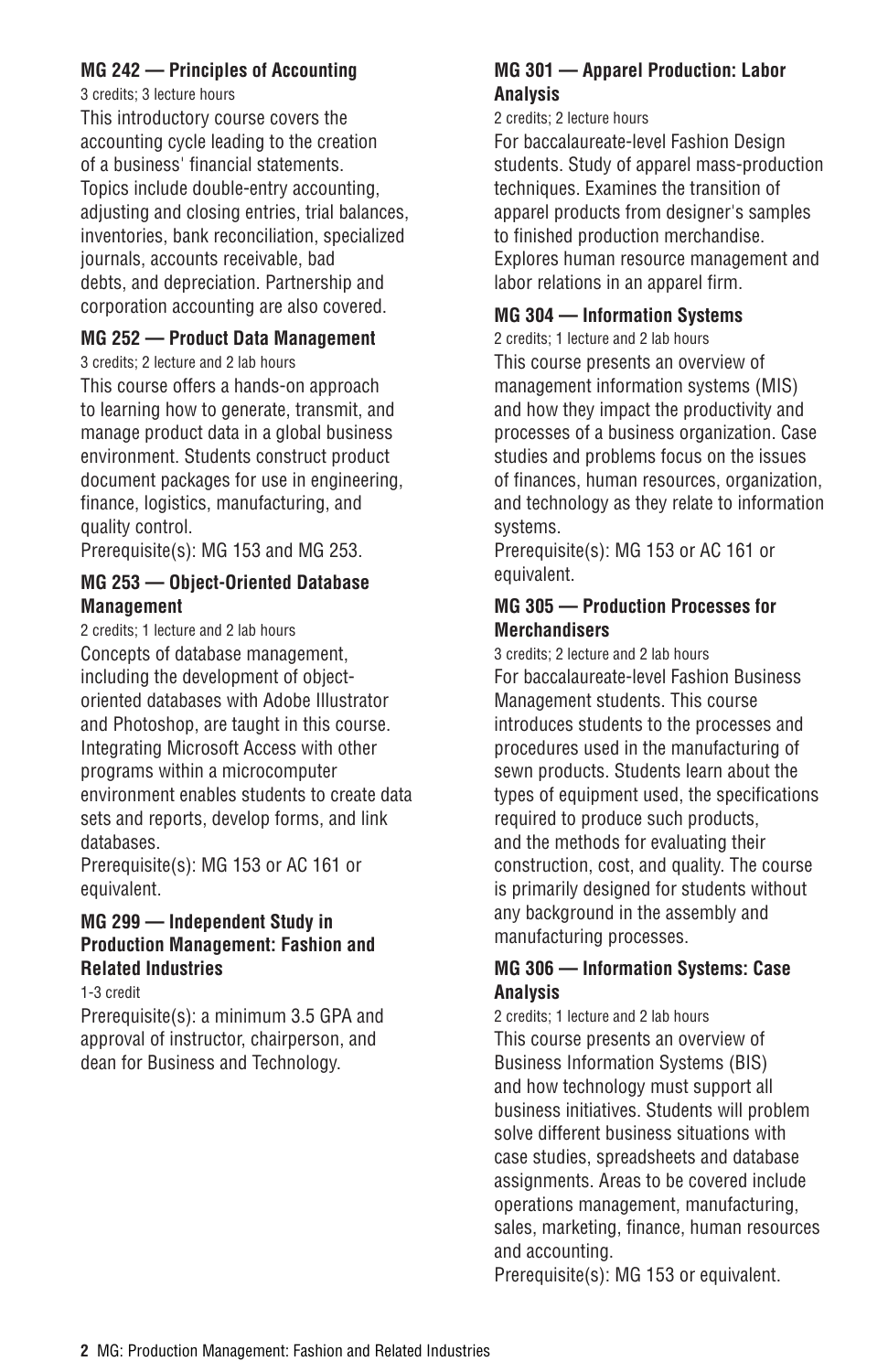**MG 242 — Principles of Accounting**

3 credits; 3 lecture hours

This introductory course covers the accounting cycle leading to the creation of a business' financial statements. Topics include double-entry accounting, adjusting and closing entries, trial balances, inventories, bank reconciliation, specialized journals, accounts receivable, bad debts, and depreciation. Partnership and corporation accounting are also covered.

**MG 252 — Product Data Management**

3 credits; 2 lecture and 2 lab hours

This course offers a hands-on approach to learning how to generate, transmit, and manage product data in a global business environment. Students construct product document packages for use in engineering, finance, logistics, manufacturing, and quality control.

Prerequisite(s): MG 153 and MG 253.

**MG 253 — Object-Oriented Database Management**

2 credits; 1 lecture and 2 lab hours

Concepts of database management, including the development of object-oriented databases with Adobe Illustrator and Photoshop, are taught in this course. Integrating Microsoft Access with other programs within a microcomputer environment enables students to create data sets and reports, develop forms, and link databases.

Prerequisite(s): MG 153 or AC 161 or equivalent.

**MG 299 — Independent Study in Production Management: Fashion and Related Industries**

1-3 credit

Prerequisite(s): a minimum 3.5 GPA and approval of instructor, chairperson, and dean for Business and Technology.

**MG 301 — Apparel Production: Labor Analysis**

2 credits; 2 lecture hours

For baccalaureate-level Fashion Design students. Study of apparel mass-production techniques. Examines the transition of apparel products from designer's samples to finished production merchandise. Explores human resource management and labor relations in an apparel firm.

**MG 304 — Information Systems**

2 credits; 1 lecture and 2 lab hours

This course presents an overview of management information systems (MIS) and how they impact the productivity and processes of a business organization. Case studies and problems focus on the issues of finances, human resources, organization, and technology as they relate to information systems.

Prerequisite(s): MG 153 or AC 161 or equivalent.

**MG 305 — Production Processes for Merchandisers**

3 credits; 2 lecture and 2 lab hours

For baccalaureate-level Fashion Business Management students. This course introduces students to the processes and procedures used in the manufacturing of sewn products. Students learn about the types of equipment used, the specifications required to produce such products, and the methods for evaluating their construction, cost, and quality. The course is primarily designed for students without any background in the assembly and manufacturing processes.

**MG 306 — Information Systems: Case Analysis**

2 credits; 1 lecture and 2 lab hours

This course presents an overview of Business Information Systems (BIS) and how technology must support all business initiatives. Students will problem solve different business situations with case studies, spreadsheets and database assignments. Areas to be covered include operations management, manufacturing, sales, marketing, finance, human resources and accounting.

Prerequisite(s): MG 153 or equivalent.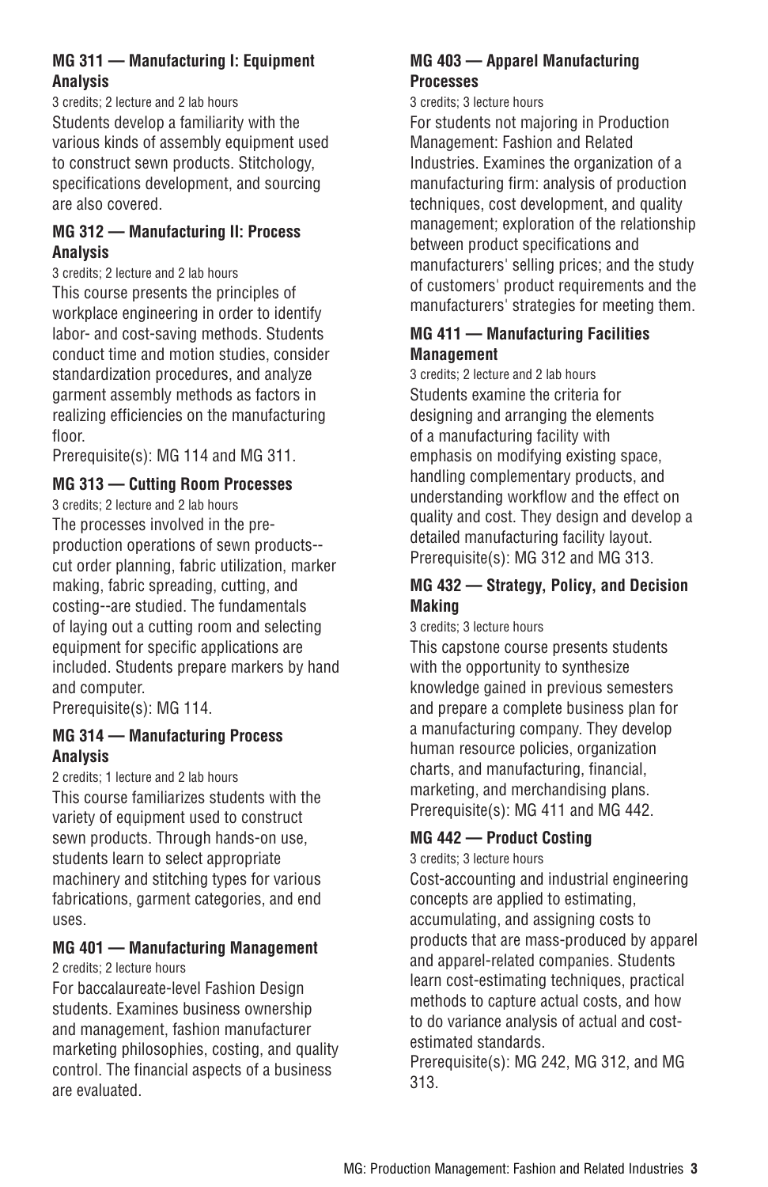**MG 311 — Manufacturing I: Equipment Analysis**

3 credits; 2 lecture and 2 lab hours

Students develop a familiarity with the various kinds of assembly equipment used to construct sewn products. Stitchology, specifications development, and sourcing are also covered.

**MG 312 — Manufacturing II: Process Analysis**

3 credits; 2 lecture and 2 lab hours

This course presents the principles of workplace engineering in order to identify labor- and cost-saving methods. Students conduct time and motion studies, consider standardization procedures, and analyze garment assembly methods as factors in realizing efficiencies on the manufacturing floor.

Prerequisite(s): MG 114 and MG 311.

**MG 313 — Cutting Room Processes**

3 credits; 2 lecture and 2 lab hours

The processes involved in the pre-production operations of sewn products--cut order planning, fabric utilization, marker making, fabric spreading, cutting, and costing--are studied. The fundamentals of laying out a cutting room and selecting equipment for specific applications are included. Students prepare markers by hand and computer.

Prerequisite(s): MG 114.

**MG 314 — Manufacturing Process Analysis**

2 credits; 1 lecture and 2 lab hours

This course familiarizes students with the variety of equipment used to construct sewn products. Through hands-on use, students learn to select appropriate machinery and stitching types for various fabrications, garment categories, and end uses.

**MG 401 — Manufacturing Management**

2 credits; 2 lecture hours

For baccalaureate-level Fashion Design students. Examines business ownership and management, fashion manufacturer marketing philosophies, costing, and quality control. The financial aspects of a business are evaluated.

**MG 403 — Apparel Manufacturing Processes**

3 credits; 3 lecture hours

For students not majoring in Production Management: Fashion and Related Industries. Examines the organization of a manufacturing firm: analysis of production techniques, cost development, and quality management; exploration of the relationship between product specifications and manufacturers' selling prices; and the study of customers' product requirements and the manufacturers' strategies for meeting them.

**MG 411 — Manufacturing Facilities Management**

3 credits; 2 lecture and 2 lab hours

Students examine the criteria for designing and arranging the elements of a manufacturing facility with emphasis on modifying existing space, handling complementary products, and understanding workflow and the effect on quality and cost. They design and develop a detailed manufacturing facility layout.

Prerequisite(s): MG 312 and MG 313.

**MG 432 — Strategy, Policy, and Decision Making**

3 credits; 3 lecture hours

This capstone course presents students with the opportunity to synthesize knowledge gained in previous semesters and prepare a complete business plan for a manufacturing company. They develop human resource policies, organization charts, and manufacturing, financial, marketing, and merchandising plans.

Prerequisite(s): MG 411 and MG 442.

**MG 442 — Product Costing**

3 credits; 3 lecture hours

Cost-accounting and industrial engineering concepts are applied to estimating, accumulating, and assigning costs to products that are mass-produced by apparel and apparel-related companies. Students learn cost-estimating techniques, practical methods to capture actual costs, and how to do variance analysis of actual and cost-estimated standards.

Prerequisite(s): MG 242, MG 312, and MG 313.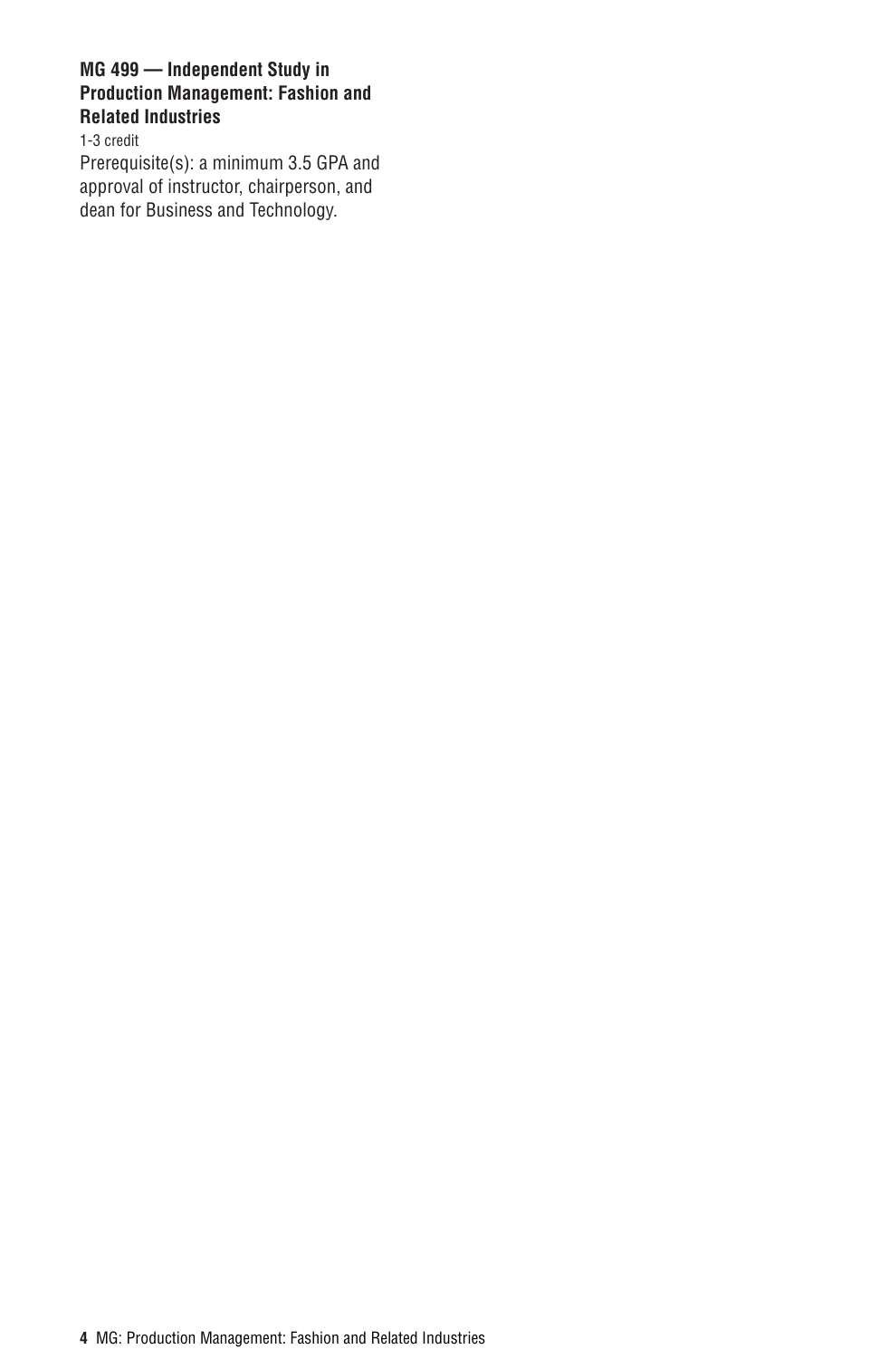**MG 499 — Independent Study in Production Management: Fashion and Related Industries**

1-3 credit

Prerequisite(s): a minimum 3.5 GPA and approval of instructor, chairperson, and dean for Business and Technology.